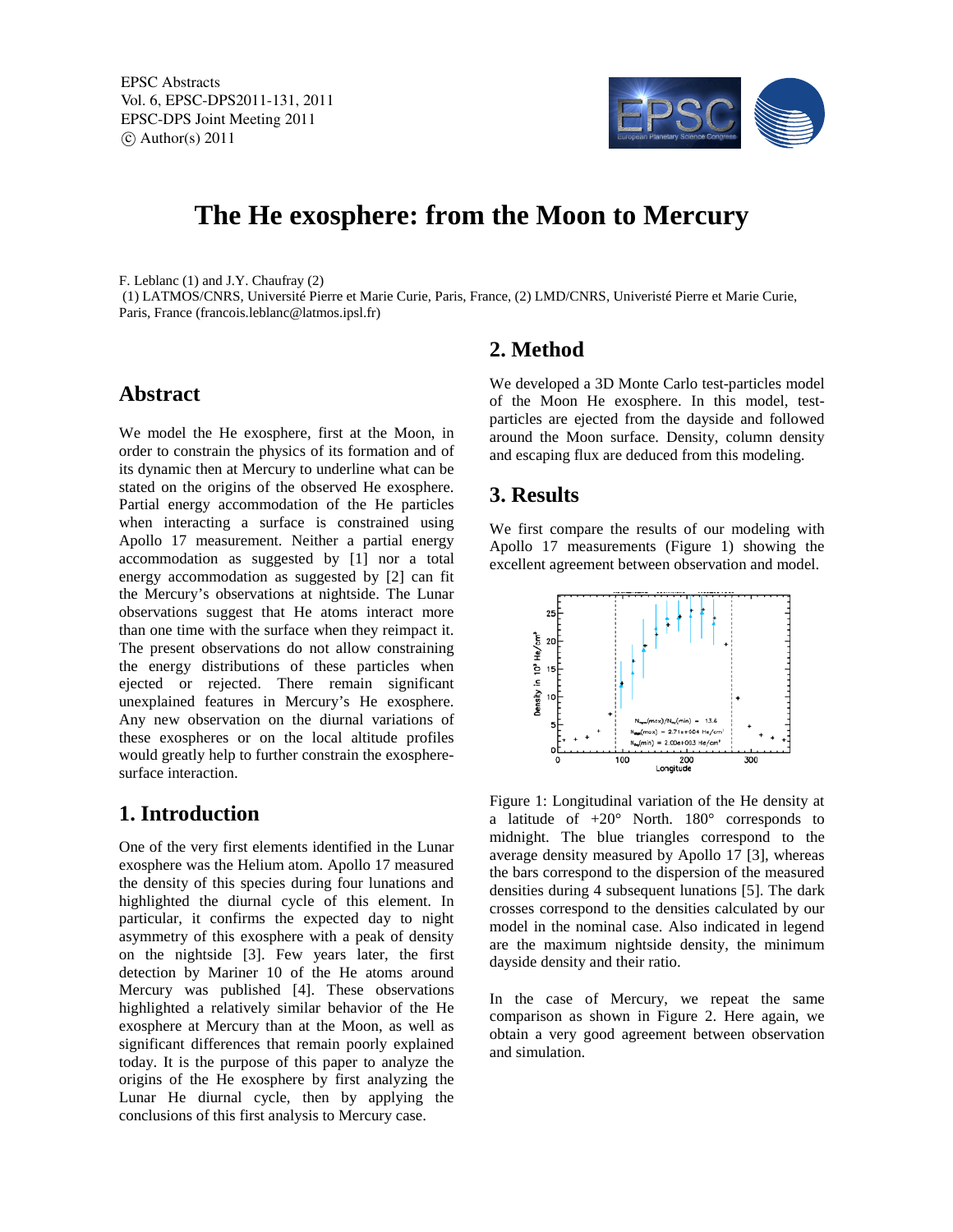# The He exosphere: from the Moon to Mercury

F. Leblanc (1) and J.Y. Chaufray (2)

(1) LATMOS/CNRS, Université Pierre et Marie Curie, Paris, France, (2) LMD/CNRS, Univeristé Pierre et Marie Curie, Paris, France (francois.leblanc@latmos.ipsl.fr)

## Abstract

We model the He exosphere, first at the Moon, in order to constrain the physics of its formation and of its dynamic then at Mercury to underline what can be stated on the origins of the observed He exosphere. Partial energy accommodation of the He particles when interacting a surface is constrained using Apollo 17 measurement. Neither a partial energy accommodation as suggested by [1] nor a total energy accommodation as suggested by [2] can fit the Mercury's observations at nightside. The Lunar observations suggest that He atoms interact more than one time with the surface when they reimpact it. The present observations do not allow constraining the energy distributions of these particles when ejected or rejected. There remain significant unexplained features in Mercury's He exosphere. Any new observation on the diurnal variations of these exospheres or on the local altitude profiles would greatly help to further constrain the exosphere-surface interaction.

## 1. Introduction

One of the very first elements identified in the Lunar exosphere was the Helium atom. Apollo 17 measured the density of this species during four lunations and highlighted the diurnal cycle of this element. In particular, it confirms the expected day to night asymmetry of this exosphere with a peak of density on the nightside [3]. Few years later, the first detection by Mariner 10 of the He atoms around Mercury was published [4]. These observations highlighted a relatively similar behavior of the He exosphere at Mercury than at the Moon, as well as significant differences that remain poorly explained today. It is the purpose of this paper to analyze the origins of the He exosphere by first analyzing the Lunar He diurnal cycle, then by applying the conclusions of this first analysis to Mercury case.

## 2. Method

We developed a 3D Monte Carlo test-particles model of the Moon He exosphere. In this model, test-particles are ejected from the dayside and followed around the Moon surface. Density, column density and escaping flux are deduced from this modeling.

## 3. Results

We first compare the results of our modeling with Apollo 17 measurements (Figure 1) showing the excellent agreement between observation and model.

Figure 1: Longitudinal variation of the He density at a latitude of +20° North. 180° corresponds to midnight. The blue triangles correspond to the average density measured by Apollo 17 [3], whereas the bars correspond to the dispersion of the measured densities during 4 subsequent lunations [5]. The dark crosses correspond to the densities calculated by our model in the nominal case. Also indicated in legend are the maximum nightside density, the minimum dayside density and their ratio.

In the case of Mercury, we repeat the same comparison as shown in Figure 2. Here again, we obtain a very good agreement between observation and simulation.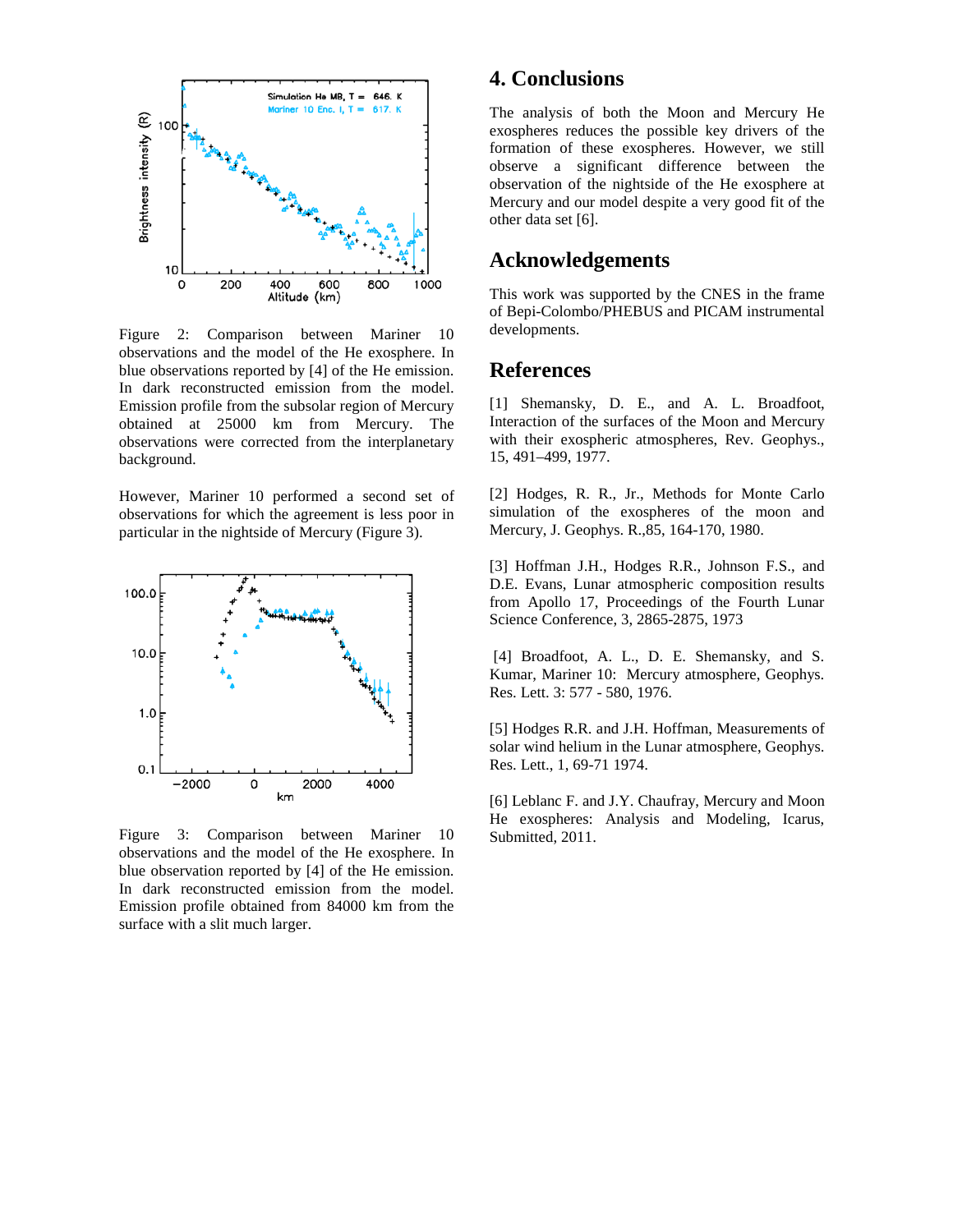Simulation He MB, T = 646. K
Mariner 10 Enc. I, T = 617. K

Brightness intensity (R)

100

10

0 200 400 600 800 1000

Altitude (km)

Figure 2: Comparison between Mariner 10 observations and the model of the He exosphere. In blue observations reported by [4] of the He emission. In dark reconstructed emission from the model. Emission profile from the subsolar region of Mercury obtained at 25000 km from Mercury. The observations were corrected from the interplanetary background.

However, Mariner 10 performed a second set of observations for which the agreement is less poor in particular in the nightside of Mercury (Figure 3).

100.0

10.0

1.0

0.1

−2000 0 2000 4000

km

Figure 3: Comparison between Mariner 10 observations and the model of the He exosphere. In blue observation reported by [4] of the He emission. In dark reconstructed emission from the model. Emission profile obtained from 84000 km from the surface with a slit much larger.

## 4. Conclusions

The analysis of both the Moon and Mercury He exospheres reduces the possible key drivers of the formation of these exospheres. However, we still observe a significant difference between the observation of the nightside of the He exosphere at Mercury and our model despite a very good fit of the other data set [6].

## Acknowledgements

This work was supported by the CNES in the frame of Bepi-Colombo/PHEBUS and PICAM instrumental developments.

## References

[1] Shemansky, D. E., and A. L. Broadfoot, Interaction of the surfaces of the Moon and Mercury with their exospheric atmospheres, Rev. Geophys., 15, 491–499, 1977.

[2] Hodges, R. R., Jr., Methods for Monte Carlo simulation of the exospheres of the moon and Mercury, J. Geophys. R.,85, 164-170, 1980.

[3] Hoffman J.H., Hodges R.R., Johnson F.S., and D.E. Evans, Lunar atmospheric composition results from Apollo 17, Proceedings of the Fourth Lunar Science Conference, 3, 2865-2875, 1973

[4] Broadfoot, A. L., D. E. Shemansky, and S. Kumar, Mariner 10: Mercury atmosphere, Geophys. Res. Lett. 3: 577 - 580, 1976.

[5] Hodges R.R. and J.H. Hoffman, Measurements of solar wind helium in the Lunar atmosphere, Geophys. Res. Lett., 1, 69-71 1974.

[6] Leblanc F. and J.Y. Chaufray, Mercury and Moon He exospheres: Analysis and Modeling, Icarus, Submitted, 2011.